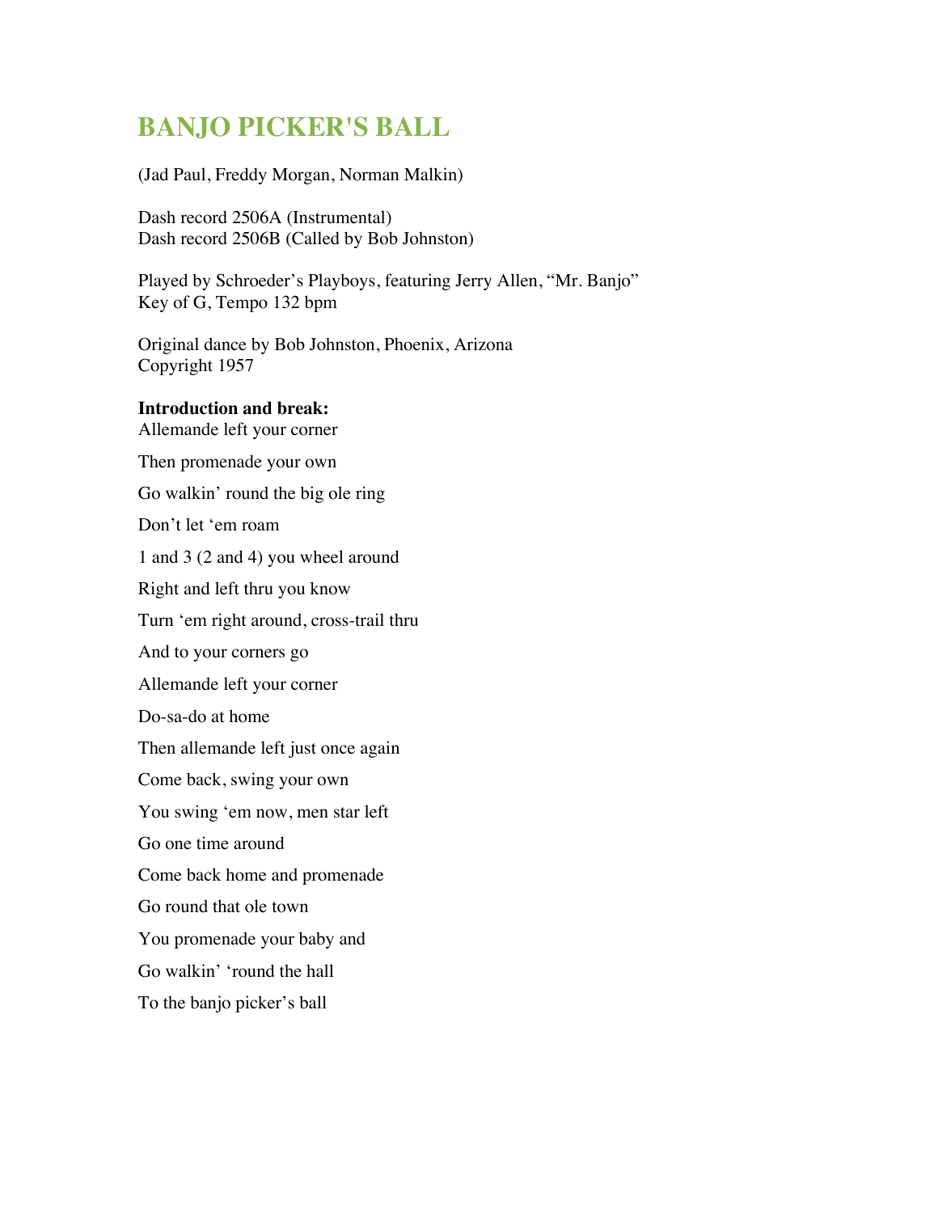# BANJO PICKER'S BALL

(Jad Paul, Freddy Morgan, Norman Malkin)

Dash record 2506A (Instrumental)
Dash record 2506B (Called by Bob Johnston)

Played by Schroeder's Playboys, featuring Jerry Allen, "Mr. Banjo"
Key of G, Tempo 132 bpm

Original dance by Bob Johnston, Phoenix, Arizona
Copyright 1957

**Introduction and break:**

Allemande left your corner

Then promenade your own

Go walkin' round the big ole ring

Don't let 'em roam

1 and 3 (2 and 4) you wheel around

Right and left thru you know

Turn 'em right around, cross-trail thru

And to your corners go

Allemande left your corner

Do-sa-do at home

Then allemande left just once again

Come back, swing your own

You swing 'em now, men star left

Go one time around

Come back home and promenade

Go round that ole town

You promenade your baby and

Go walkin' 'round the hall

To the banjo picker's ball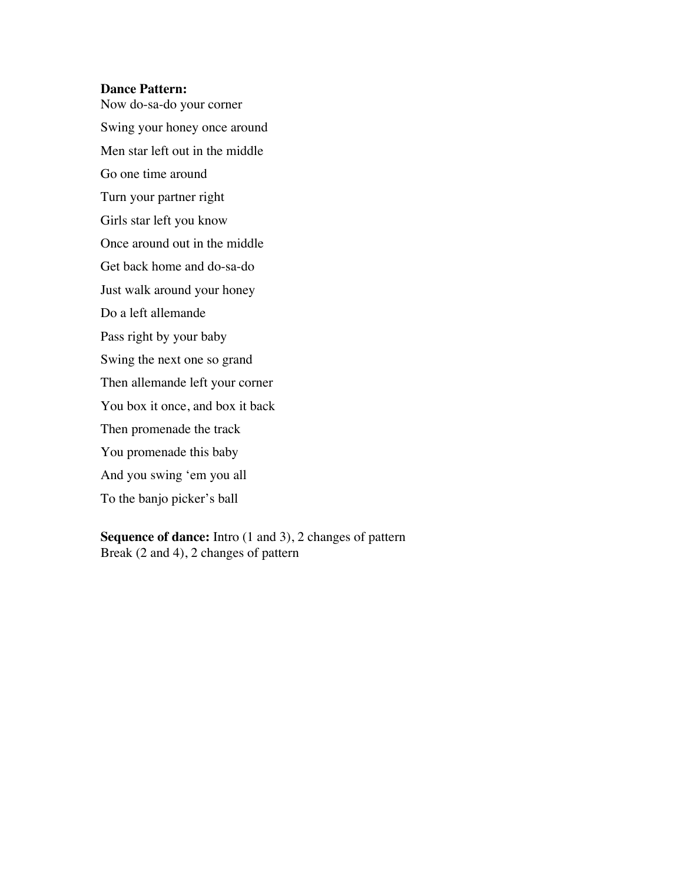**Dance Pattern:**
Now do-sa-do your corner
Swing your honey once around
Men star left out in the middle
Go one time around
Turn your partner right
Girls star left you know
Once around out in the middle
Get back home and do-sa-do
Just walk around your honey
Do a left allemande
Pass right by your baby
Swing the next one so grand
Then allemande left your corner
You box it once, and box it back
Then promenade the track
You promenade this baby
And you swing 'em you all
To the banjo picker's ball

**Sequence of dance:** Intro (1 and 3), 2 changes of pattern
Break (2 and 4), 2 changes of pattern